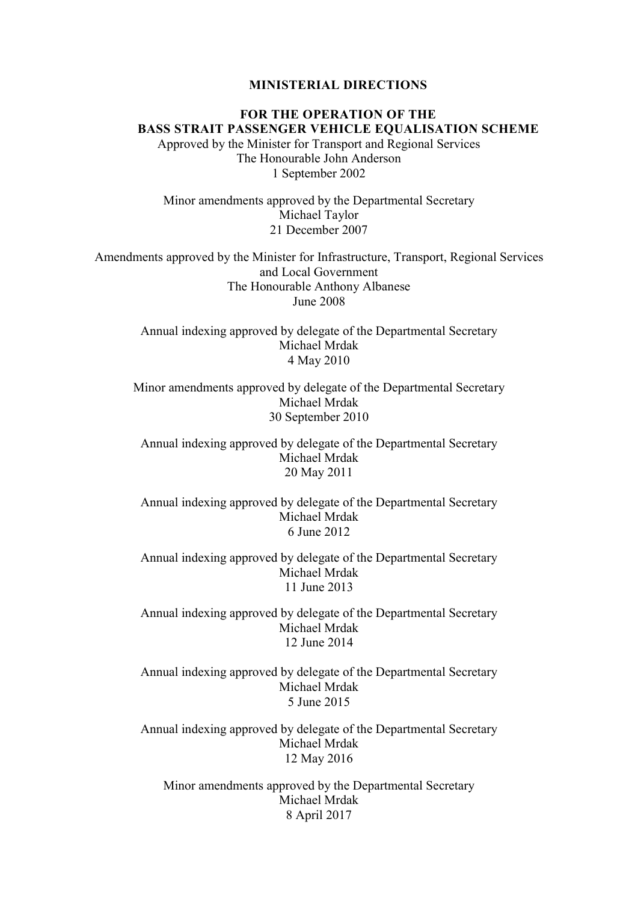# MINISTERIAL DIRECTIONS

## FOR THE OPERATION OF THE BASS STRAIT PASSENGER VEHICLE EQUALISATION SCHEME

Approved by the Minister for Transport and Regional Services
The Honourable John Anderson
1 September 2002

Minor amendments approved by the Departmental Secretary
Michael Taylor
21 December 2007

Amendments approved by the Minister for Infrastructure, Transport, Regional Services and Local Government
The Honourable Anthony Albanese
June 2008

Annual indexing approved by delegate of the Departmental Secretary
Michael Mrdak
4 May 2010

Minor amendments approved by delegate of the Departmental Secretary
Michael Mrdak
30 September 2010

Annual indexing approved by delegate of the Departmental Secretary
Michael Mrdak
20 May 2011

Annual indexing approved by delegate of the Departmental Secretary
Michael Mrdak
6 June 2012

Annual indexing approved by delegate of the Departmental Secretary
Michael Mrdak
11 June 2013

Annual indexing approved by delegate of the Departmental Secretary
Michael Mrdak
12 June 2014

Annual indexing approved by delegate of the Departmental Secretary
Michael Mrdak
5 June 2015

Annual indexing approved by delegate of the Departmental Secretary
Michael Mrdak
12 May 2016

Minor amendments approved by the Departmental Secretary
Michael Mrdak
8 April 2017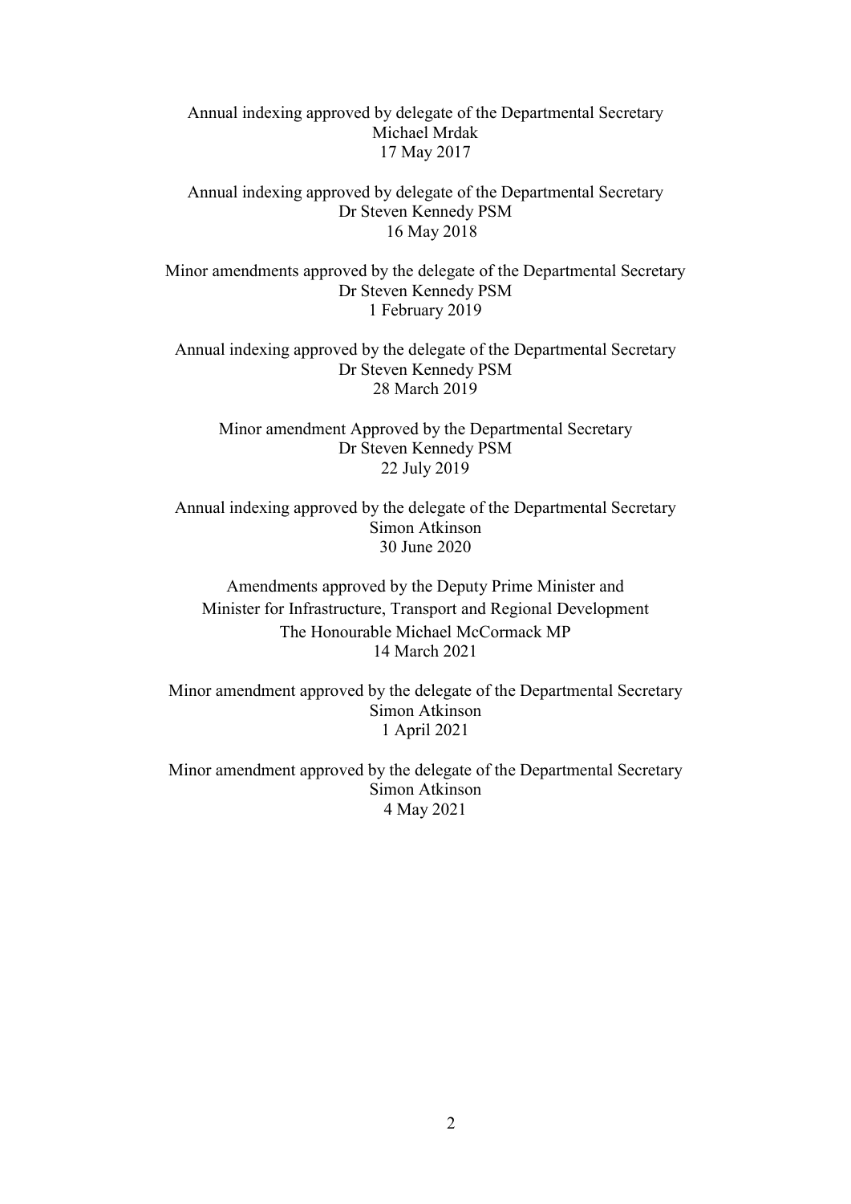Annual indexing approved by delegate of the Departmental Secretary
Michael Mrdak
17 May 2017

Annual indexing approved by delegate of the Departmental Secretary
Dr Steven Kennedy PSM
16 May 2018

Minor amendments approved by the delegate of the Departmental Secretary
Dr Steven Kennedy PSM
1 February 2019

Annual indexing approved by the delegate of the Departmental Secretary
Dr Steven Kennedy PSM
28 March 2019

Minor amendment Approved by the Departmental Secretary
Dr Steven Kennedy PSM
22 July 2019

Annual indexing approved by the delegate of the Departmental Secretary
Simon Atkinson
30 June 2020

Amendments approved by the Deputy Prime Minister and
Minister for Infrastructure, Transport and Regional Development
The Honourable Michael McCormack MP
14 March 2021

Minor amendment approved by the delegate of the Departmental Secretary
Simon Atkinson
1 April 2021

Minor amendment approved by the delegate of the Departmental Secretary
Simon Atkinson
4 May 2021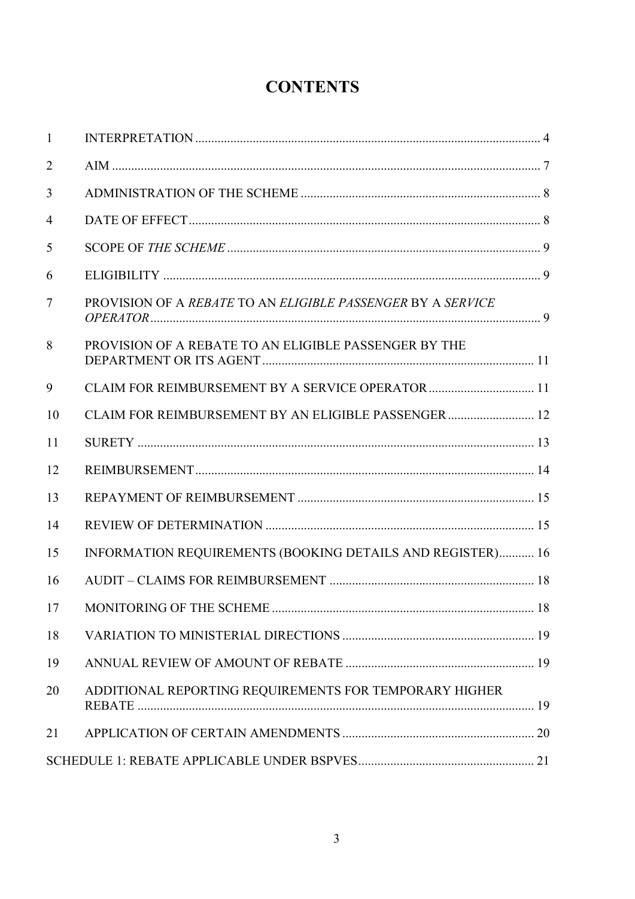# CONTENTS

| | | |
|---|---|---|
| 1 | INTERPRETATION | 4 |
| 2 | AIM | 7 |
| 3 | ADMINISTRATION OF THE SCHEME | 8 |
| 4 | DATE OF EFFECT | 8 |
| 5 | SCOPE OF *THE SCHEME* | 9 |
| 6 | ELIGIBILITY | 9 |
| 7 | PROVISION OF A *REBATE* TO AN *ELIGIBLE PASSENGER* BY A *SERVICE OPERATOR* | 9 |
| 8 | PROVISION OF A REBATE TO AN ELIGIBLE PASSENGER BY THE DEPARTMENT OR ITS AGENT | 11 |
| 9 | CLAIM FOR REIMBURSEMENT BY A SERVICE OPERATOR | 11 |
| 10 | CLAIM FOR REIMBURSEMENT BY AN ELIGIBLE PASSENGER | 12 |
| 11 | SURETY | 13 |
| 12 | REIMBURSEMENT | 14 |
| 13 | REPAYMENT OF REIMBURSEMENT | 15 |
| 14 | REVIEW OF DETERMINATION | 15 |
| 15 | INFORMATION REQUIREMENTS (BOOKING DETAILS AND REGISTER) | 16 |
| 16 | AUDIT – CLAIMS FOR REIMBURSEMENT | 18 |
| 17 | MONITORING OF THE SCHEME | 18 |
| 18 | VARIATION TO MINISTERIAL DIRECTIONS | 19 |
| 19 | ANNUAL REVIEW OF AMOUNT OF REBATE | 19 |
| 20 | ADDITIONAL REPORTING REQUIREMENTS FOR TEMPORARY HIGHER REBATE | 19 |
| 21 | APPLICATION OF CERTAIN AMENDMENTS | 20 |
| | SCHEDULE 1: REBATE APPLICABLE UNDER BSPVES | 21 |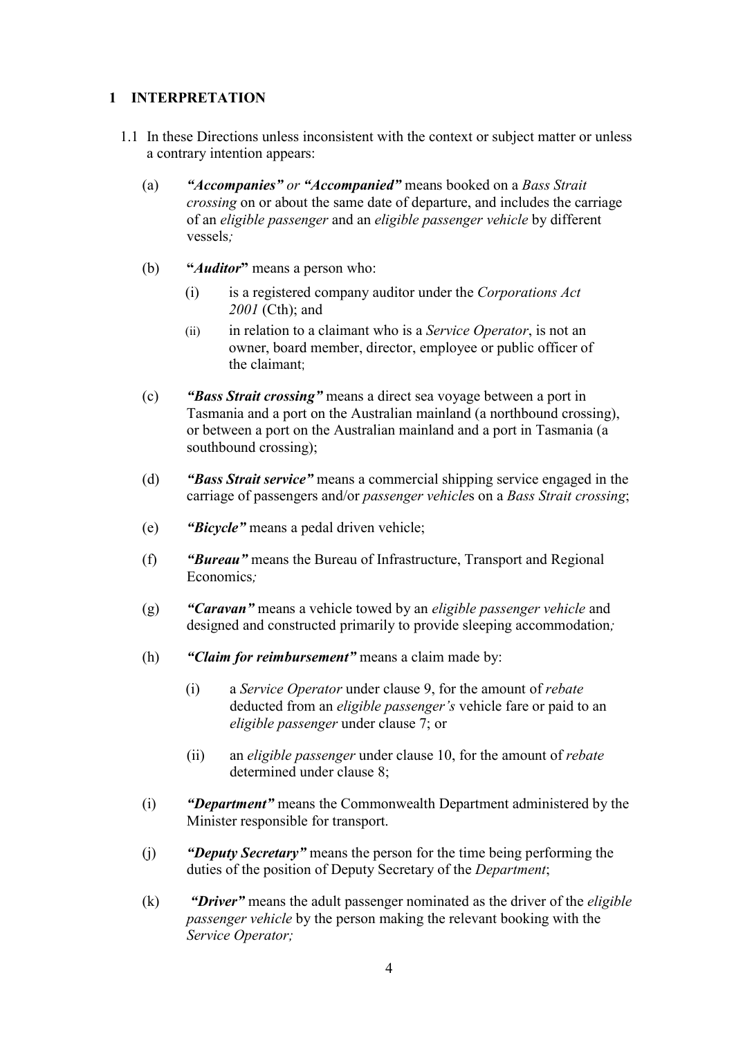## 1 INTERPRETATION

1.1 In these Directions unless inconsistent with the context or subject matter or unless a contrary intention appears:

(a) ***"Accompanies"*** *or* ***"Accompanied"*** means booked on a *Bass Strait crossing* on or about the same date of departure, and includes the carriage of an *eligible passenger* and an *eligible passenger vehicle* by different vessels*;*

(b) **"*Auditor*"** means a person who:

(i) is a registered company auditor under the *Corporations Act 2001* (Cth); and

(ii) in relation to a claimant who is a *Service Operator*, is not an owner, board member, director, employee or public officer of the claimant;

(c) ***"Bass Strait crossing"*** means a direct sea voyage between a port in Tasmania and a port on the Australian mainland (a northbound crossing), or between a port on the Australian mainland and a port in Tasmania (a southbound crossing);

(d) ***"Bass Strait service"*** means a commercial shipping service engaged in the carriage of passengers and/or *passenger vehicle*s on a *Bass Strait crossing*;

(e) ***"Bicycle"*** means a pedal driven vehicle;

(f) ***"Bureau"*** means the Bureau of Infrastructure, Transport and Regional Economics*;*

(g) ***"Caravan"*** means a vehicle towed by an *eligible passenger vehicle* and designed and constructed primarily to provide sleeping accommodation*;*

(h) ***"Claim for reimbursement"*** means a claim made by:

(i) a *Service Operator* under clause 9, for the amount of *rebate* deducted from an *eligible passenger's* vehicle fare or paid to an *eligible passenger* under clause 7; or

(ii) an *eligible passenger* under clause 10, for the amount of *rebate* determined under clause 8;

(i) ***"Department"*** means the Commonwealth Department administered by the Minister responsible for transport.

(j) ***"Deputy Secretary"*** means the person for the time being performing the duties of the position of Deputy Secretary of the *Department*;

(k) ***"Driver"*** means the adult passenger nominated as the driver of the *eligible passenger vehicle* by the person making the relevant booking with the *Service Operator;*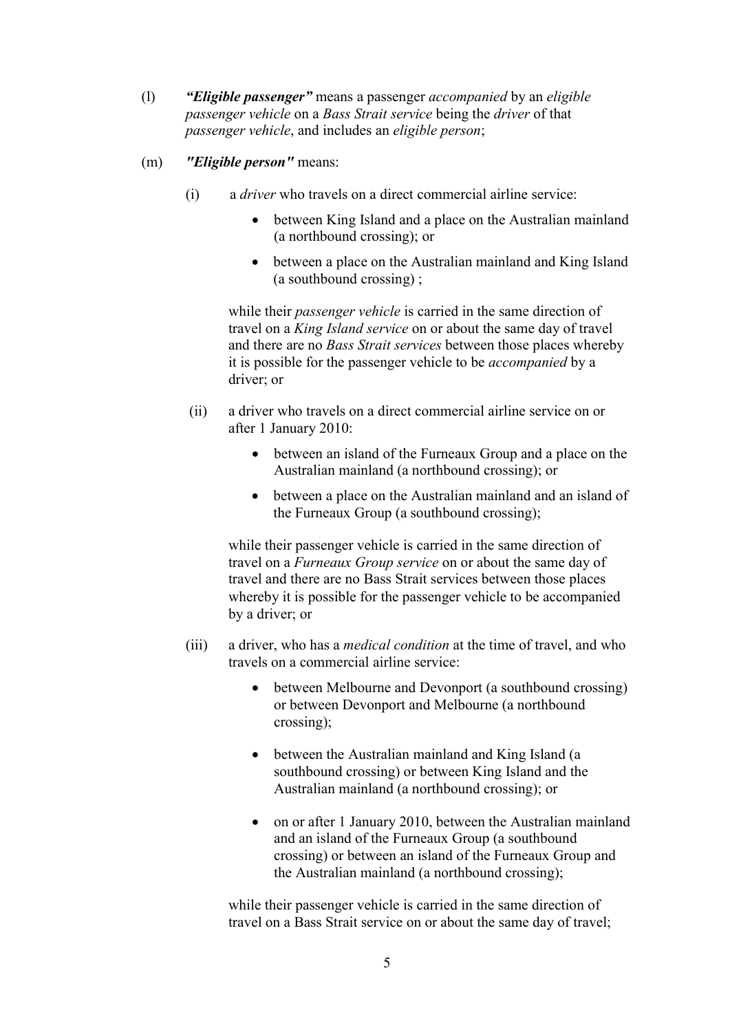(l) ***"Eligible passenger"*** means a passenger *accompanied* by an *eligible passenger vehicle* on a *Bass Strait service* being the *driver* of that *passenger vehicle*, and includes an *eligible person*;

(m) ***"Eligible person"*** means:

(i) a *driver* who travels on a direct commercial airline service:

- between King Island and a place on the Australian mainland (a northbound crossing); or
- between a place on the Australian mainland and King Island (a southbound crossing) ;

while their *passenger vehicle* is carried in the same direction of travel on a *King Island service* on or about the same day of travel and there are no *Bass Strait services* between those places whereby it is possible for the passenger vehicle to be *accompanied* by a driver; or

(ii) a driver who travels on a direct commercial airline service on or after 1 January 2010:

- between an island of the Furneaux Group and a place on the Australian mainland (a northbound crossing); or
- between a place on the Australian mainland and an island of the Furneaux Group (a southbound crossing);

while their passenger vehicle is carried in the same direction of travel on a *Furneaux Group service* on or about the same day of travel and there are no Bass Strait services between those places whereby it is possible for the passenger vehicle to be accompanied by a driver; or

(iii) a driver, who has a *medical condition* at the time of travel, and who travels on a commercial airline service:

- between Melbourne and Devonport (a southbound crossing) or between Devonport and Melbourne (a northbound crossing);
- between the Australian mainland and King Island (a southbound crossing) or between King Island and the Australian mainland (a northbound crossing); or
- on or after 1 January 2010, between the Australian mainland and an island of the Furneaux Group (a southbound crossing) or between an island of the Furneaux Group and the Australian mainland (a northbound crossing);

while their passenger vehicle is carried in the same direction of travel on a Bass Strait service on or about the same day of travel;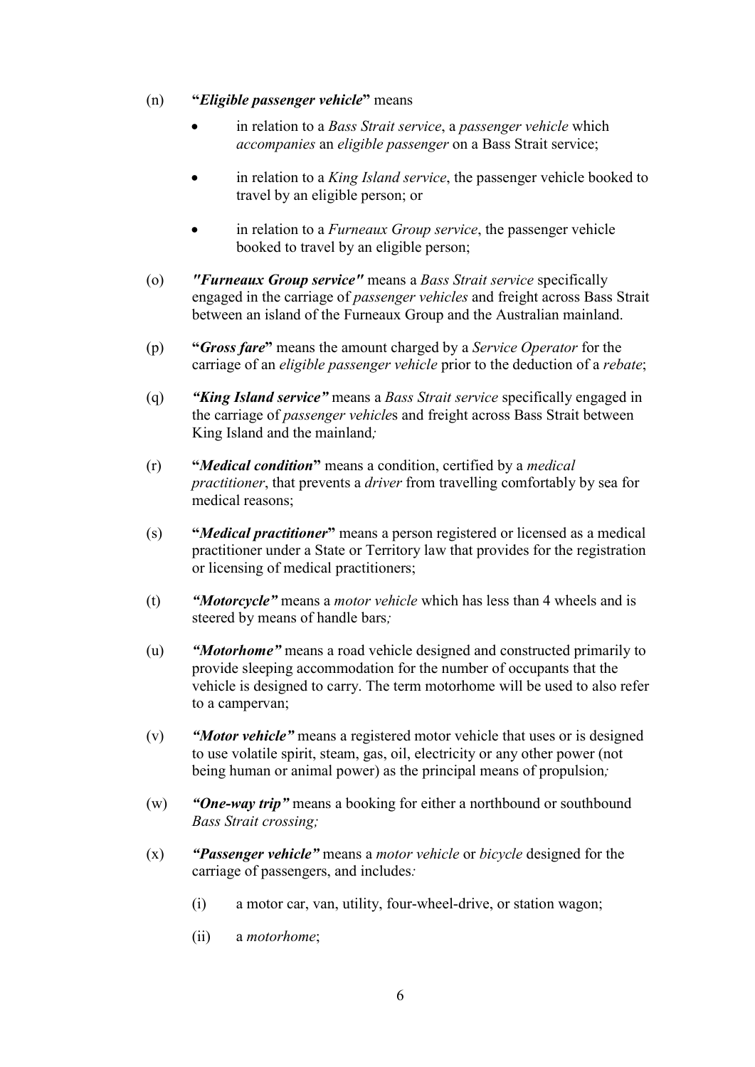(n) **"*Eligible passenger vehicle*"** means

- in relation to a *Bass Strait service*, a *passenger vehicle* which *accompanies* an *eligible passenger* on a Bass Strait service;
- in relation to a *King Island service*, the passenger vehicle booked to travel by an eligible person; or
- in relation to a *Furneaux Group service*, the passenger vehicle booked to travel by an eligible person;

(o) ***"Furneaux Group service"*** means a *Bass Strait service* specifically engaged in the carriage of *passenger vehicles* and freight across Bass Strait between an island of the Furneaux Group and the Australian mainland.

(p) **"*Gross fare*"** means the amount charged by a *Service Operator* for the carriage of an *eligible passenger vehicle* prior to the deduction of a *rebate*;

(q) ***"King Island service"*** means a *Bass Strait service* specifically engaged in the carriage of *passenger vehicle*s and freight across Bass Strait between King Island and the mainland*;*

(r) **"*Medical condition*"** means a condition, certified by a *medical practitioner*, that prevents a *driver* from travelling comfortably by sea for medical reasons;

(s) **"*Medical practitioner*"** means a person registered or licensed as a medical practitioner under a State or Territory law that provides for the registration or licensing of medical practitioners;

(t) ***"Motorcycle"*** means a *motor vehicle* which has less than 4 wheels and is steered by means of handle bars*;*

(u) ***"Motorhome"*** means a road vehicle designed and constructed primarily to provide sleeping accommodation for the number of occupants that the vehicle is designed to carry. The term motorhome will be used to also refer to a campervan;

(v) ***"Motor vehicle"*** means a registered motor vehicle that uses or is designed to use volatile spirit, steam, gas, oil, electricity or any other power (not being human or animal power) as the principal means of propulsion*;*

(w) ***"One-way trip"*** means a booking for either a northbound or southbound *Bass Strait crossing;*

(x) ***"Passenger vehicle"*** means a *motor vehicle* or *bicycle* designed for the carriage of passengers, and includes*:*

  (i) a motor car, van, utility, four-wheel-drive, or station wagon;

  (ii) a *motorhome*;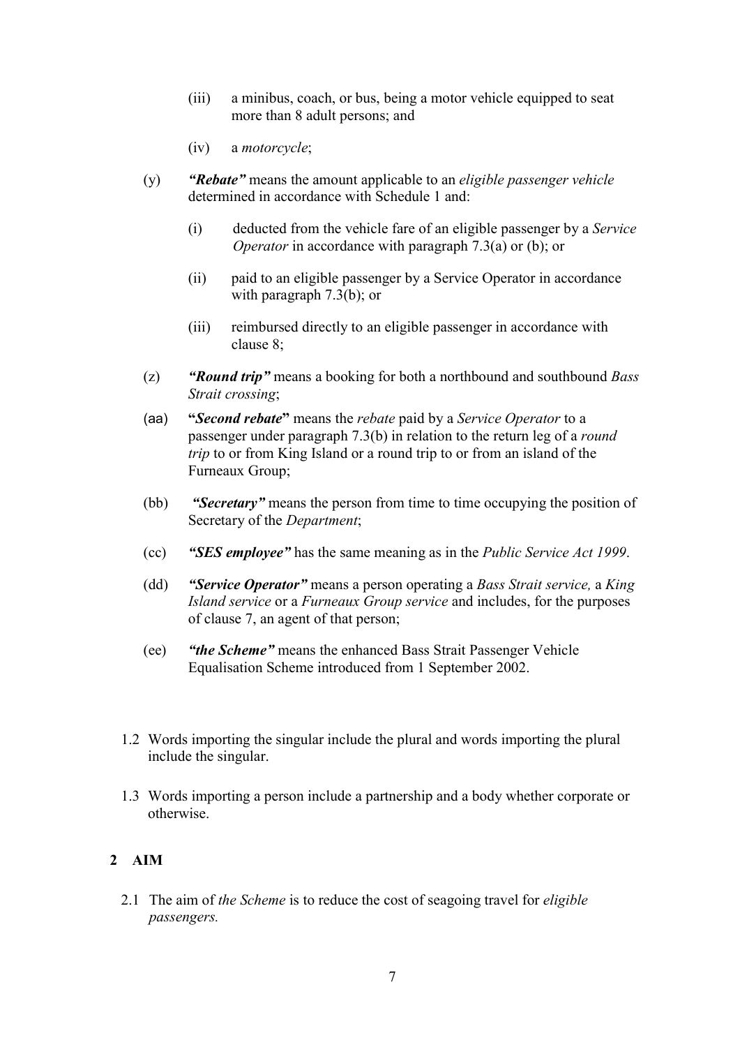(iii) a minibus, coach, or bus, being a motor vehicle equipped to seat more than 8 adult persons; and

   (iv) a *motorcycle*;

(y) ***"Rebate"*** means the amount applicable to an *eligible passenger vehicle* determined in accordance with Schedule 1 and:

   (i) deducted from the vehicle fare of an eligible passenger by a *Service Operator* in accordance with paragraph 7.3(a) or (b); or

   (ii) paid to an eligible passenger by a Service Operator in accordance with paragraph 7.3(b); or

   (iii) reimbursed directly to an eligible passenger in accordance with clause 8;

(z) ***"Round trip"*** means a booking for both a northbound and southbound *Bass Strait crossing*;

(aa) **"*Second rebate*"** means the *rebate* paid by a *Service Operator* to a passenger under paragraph 7.3(b) in relation to the return leg of a *round trip* to or from King Island or a round trip to or from an island of the Furneaux Group;

(bb) ***"Secretary"*** means the person from time to time occupying the position of Secretary of the *Department*;

(cc) ***"SES employee"*** has the same meaning as in the *Public Service Act 1999*.

(dd) ***"Service Operator"*** means a person operating a *Bass Strait service,* a *King Island service* or a *Furneaux Group service* and includes, for the purposes of clause 7, an agent of that person;

(ee) ***"the Scheme"*** means the enhanced Bass Strait Passenger Vehicle Equalisation Scheme introduced from 1 September 2002.

1.2 Words importing the singular include the plural and words importing the plural include the singular.

1.3 Words importing a person include a partnership and a body whether corporate or otherwise.

## 2 AIM

2.1 The aim of *the Scheme* is to reduce the cost of seagoing travel for *eligible passengers.*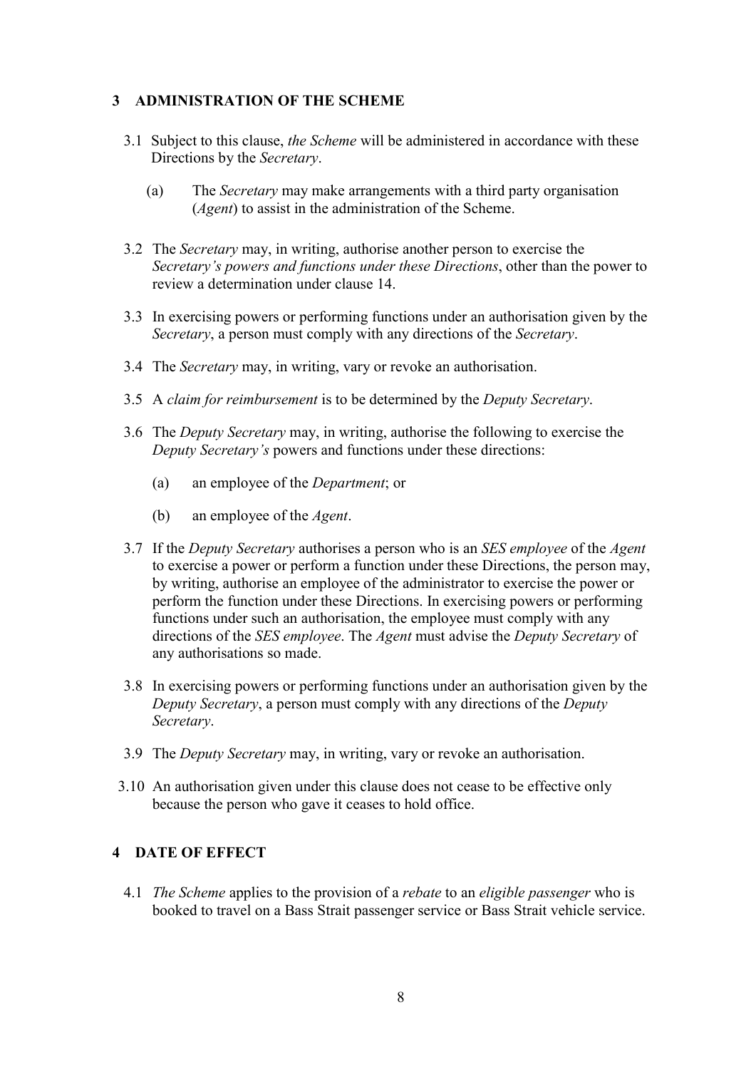## 3 ADMINISTRATION OF THE SCHEME

3.1 Subject to this clause, *the Scheme* will be administered in accordance with these Directions by the *Secretary*.

(a) The *Secretary* may make arrangements with a third party organisation (*Agent*) to assist in the administration of the Scheme.

3.2 The *Secretary* may, in writing, authorise another person to exercise the *Secretary's powers and functions under these Directions*, other than the power to review a determination under clause 14.

3.3 In exercising powers or performing functions under an authorisation given by the *Secretary*, a person must comply with any directions of the *Secretary*.

3.4 The *Secretary* may, in writing, vary or revoke an authorisation.

3.5 A *claim for reimbursement* is to be determined by the *Deputy Secretary*.

3.6 The *Deputy Secretary* may, in writing, authorise the following to exercise the *Deputy Secretary's* powers and functions under these directions:

(a) an employee of the *Department*; or

(b) an employee of the *Agent*.

3.7 If the *Deputy Secretary* authorises a person who is an *SES employee* of the *Agent* to exercise a power or perform a function under these Directions, the person may, by writing, authorise an employee of the administrator to exercise the power or perform the function under these Directions. In exercising powers or performing functions under such an authorisation, the employee must comply with any directions of the *SES employee*. The *Agent* must advise the *Deputy Secretary* of any authorisations so made.

3.8 In exercising powers or performing functions under an authorisation given by the *Deputy Secretary*, a person must comply with any directions of the *Deputy Secretary*.

3.9 The *Deputy Secretary* may, in writing, vary or revoke an authorisation.

3.10 An authorisation given under this clause does not cease to be effective only because the person who gave it ceases to hold office.

## 4 DATE OF EFFECT

4.1 *The Scheme* applies to the provision of a *rebate* to an *eligible passenger* who is booked to travel on a Bass Strait passenger service or Bass Strait vehicle service.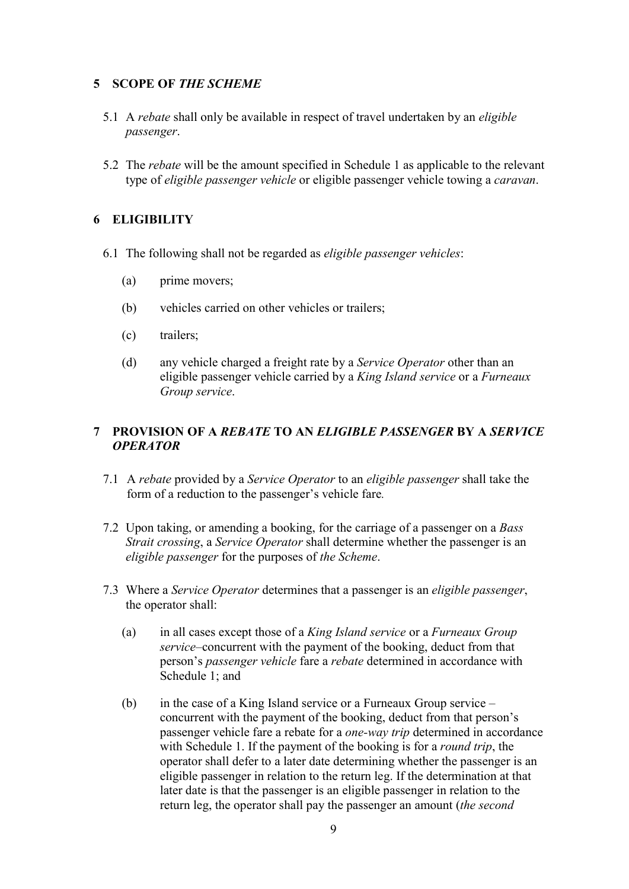## 5 SCOPE OF *THE SCHEME*

5.1 A *rebate* shall only be available in respect of travel undertaken by an *eligible passenger*.

5.2 The *rebate* will be the amount specified in Schedule 1 as applicable to the relevant type of *eligible passenger vehicle* or eligible passenger vehicle towing a *caravan*.

## 6 ELIGIBILITY

6.1 The following shall not be regarded as *eligible passenger vehicles*:

(a) prime movers;

(b) vehicles carried on other vehicles or trailers;

(c) trailers;

(d) any vehicle charged a freight rate by a *Service Operator* other than an eligible passenger vehicle carried by a *King Island service* or a *Furneaux Group service*.

## 7 PROVISION OF A *REBATE* TO AN *ELIGIBLE PASSENGER* BY A *SERVICE OPERATOR*

7.1 A *rebate* provided by a *Service Operator* to an *eligible passenger* shall take the form of a reduction to the passenger's vehicle fare*.*

7.2 Upon taking, or amending a booking, for the carriage of a passenger on a *Bass Strait crossing*, a *Service Operator* shall determine whether the passenger is an *eligible passenger* for the purposes of *the Scheme*.

7.3 Where a *Service Operator* determines that a passenger is an *eligible passenger*, the operator shall:

(a) in all cases except those of a *King Island service* or a *Furneaux Group service*–concurrent with the payment of the booking, deduct from that person's *passenger vehicle* fare a *rebate* determined in accordance with Schedule 1; and

(b) in the case of a King Island service or a Furneaux Group service – concurrent with the payment of the booking, deduct from that person's passenger vehicle fare a rebate for a *one-way trip* determined in accordance with Schedule 1. If the payment of the booking is for a *round trip*, the operator shall defer to a later date determining whether the passenger is an eligible passenger in relation to the return leg. If the determination at that later date is that the passenger is an eligible passenger in relation to the return leg, the operator shall pay the passenger an amount (*the second*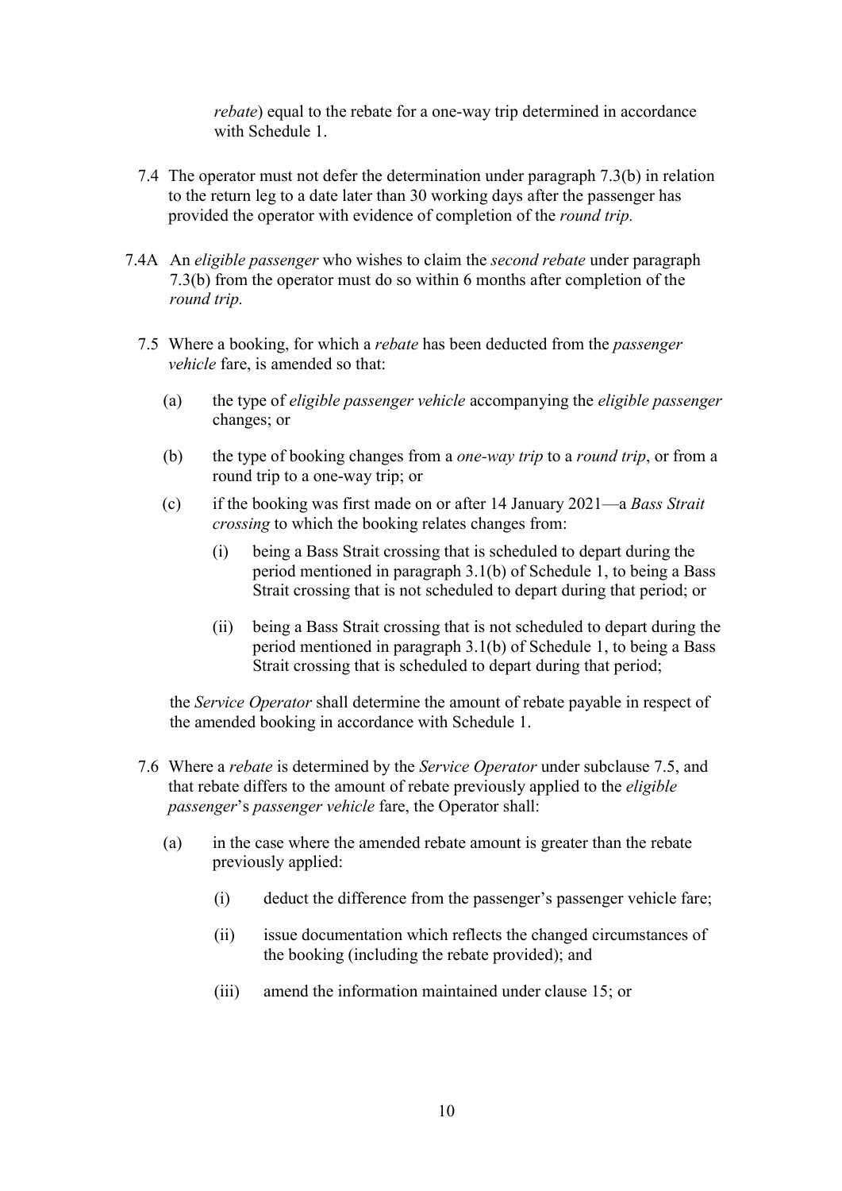*rebate*) equal to the rebate for a one-way trip determined in accordance with Schedule 1.

7.4 The operator must not defer the determination under paragraph 7.3(b) in relation to the return leg to a date later than 30 working days after the passenger has provided the operator with evidence of completion of the *round trip.*

7.4A An *eligible passenger* who wishes to claim the *second rebate* under paragraph 7.3(b) from the operator must do so within 6 months after completion of the *round trip.*

7.5 Where a booking, for which a *rebate* has been deducted from the *passenger vehicle* fare, is amended so that:

(a) the type of *eligible passenger vehicle* accompanying the *eligible passenger* changes; or

(b) the type of booking changes from a *one-way trip* to a *round trip*, or from a round trip to a one-way trip; or

(c) if the booking was first made on or after 14 January 2021—a *Bass Strait crossing* to which the booking relates changes from:

(i) being a Bass Strait crossing that is scheduled to depart during the period mentioned in paragraph 3.1(b) of Schedule 1, to being a Bass Strait crossing that is not scheduled to depart during that period; or

(ii) being a Bass Strait crossing that is not scheduled to depart during the period mentioned in paragraph 3.1(b) of Schedule 1, to being a Bass Strait crossing that is scheduled to depart during that period;

the *Service Operator* shall determine the amount of rebate payable in respect of the amended booking in accordance with Schedule 1.

7.6 Where a *rebate* is determined by the *Service Operator* under subclause 7.5, and that rebate differs to the amount of rebate previously applied to the *eligible passenger*'s *passenger vehicle* fare, the Operator shall:

(a) in the case where the amended rebate amount is greater than the rebate previously applied:

(i) deduct the difference from the passenger's passenger vehicle fare;

(ii) issue documentation which reflects the changed circumstances of the booking (including the rebate provided); and

(iii) amend the information maintained under clause 15; or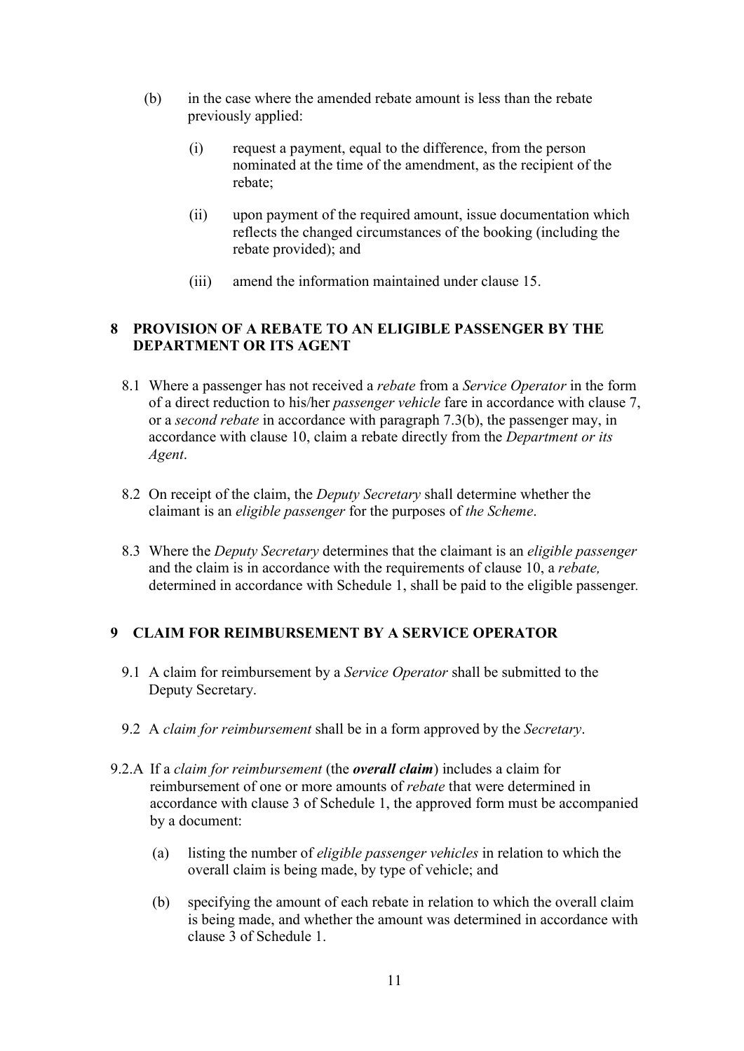(b) in the case where the amended rebate amount is less than the rebate previously applied:

   (i) request a payment, equal to the difference, from the person nominated at the time of the amendment, as the recipient of the rebate;

   (ii) upon payment of the required amount, issue documentation which reflects the changed circumstances of the booking (including the rebate provided); and

   (iii) amend the information maintained under clause 15.

## 8 PROVISION OF A REBATE TO AN ELIGIBLE PASSENGER BY THE DEPARTMENT OR ITS AGENT

8.1 Where a passenger has not received a *rebate* from a *Service Operator* in the form of a direct reduction to his/her *passenger vehicle* fare in accordance with clause 7, or a *second rebate* in accordance with paragraph 7.3(b), the passenger may, in accordance with clause 10, claim a rebate directly from the *Department or its Agent*.

8.2 On receipt of the claim, the *Deputy Secretary* shall determine whether the claimant is an *eligible passenger* for the purposes of *the Scheme*.

8.3 Where the *Deputy Secretary* determines that the claimant is an *eligible passenger* and the claim is in accordance with the requirements of clause 10, a *rebate,* determined in accordance with Schedule 1, shall be paid to the eligible passenger.

## 9 CLAIM FOR REIMBURSEMENT BY A SERVICE OPERATOR

9.1 A claim for reimbursement by a *Service Operator* shall be submitted to the Deputy Secretary.

9.2 A *claim for reimbursement* shall be in a form approved by the *Secretary*.

9.2.A If a *claim for reimbursement* (the ***overall claim***) includes a claim for reimbursement of one or more amounts of *rebate* that were determined in accordance with clause 3 of Schedule 1, the approved form must be accompanied by a document:

   (a) listing the number of *eligible passenger vehicles* in relation to which the overall claim is being made, by type of vehicle; and

   (b) specifying the amount of each rebate in relation to which the overall claim is being made, and whether the amount was determined in accordance with clause 3 of Schedule 1.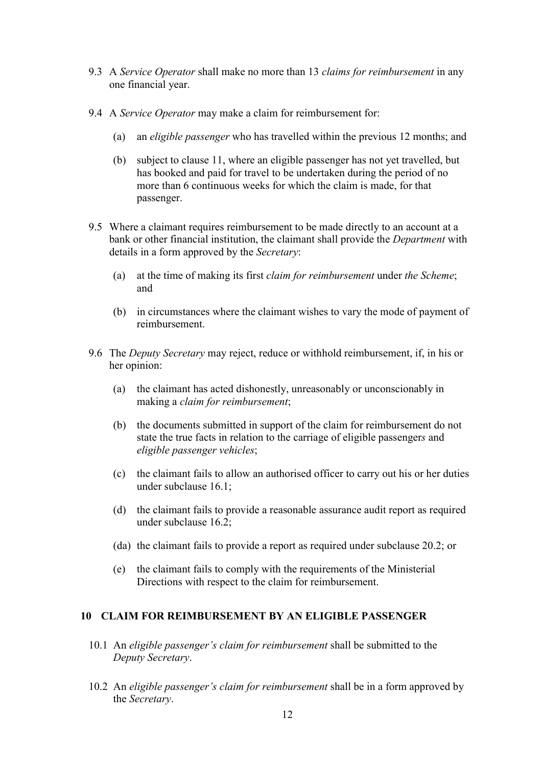9.3 A *Service Operator* shall make no more than 13 *claims for reimbursement* in any one financial year.

9.4 A *Service Operator* may make a claim for reimbursement for:

(a) an *eligible passenger* who has travelled within the previous 12 months; and

(b) subject to clause 11, where an eligible passenger has not yet travelled, but has booked and paid for travel to be undertaken during the period of no more than 6 continuous weeks for which the claim is made, for that passenger.

9.5 Where a claimant requires reimbursement to be made directly to an account at a bank or other financial institution, the claimant shall provide the *Department* with details in a form approved by the *Secretary*:

(a) at the time of making its first *claim for reimbursement* under *the Scheme*; and

(b) in circumstances where the claimant wishes to vary the mode of payment of reimbursement.

9.6 The *Deputy Secretary* may reject, reduce or withhold reimbursement, if, in his or her opinion:

(a) the claimant has acted dishonestly, unreasonably or unconscionably in making a *claim for reimbursement*;

(b) the documents submitted in support of the claim for reimbursement do not state the true facts in relation to the carriage of eligible passenger*s* and *eligible passenger vehicles*;

(c) the claimant fails to allow an authorised officer to carry out his or her duties under subclause 16.1;

(d) the claimant fails to provide a reasonable assurance audit report as required under subclause 16.2;

(da) the claimant fails to provide a report as required under subclause 20.2; or

(e) the claimant fails to comply with the requirements of the Ministerial Directions with respect to the claim for reimbursement.

## 10 CLAIM FOR REIMBURSEMENT BY AN ELIGIBLE PASSENGER

10.1 An *eligible passenger's claim for reimbursement* shall be submitted to the *Deputy Secretary*.

10.2 An *eligible passenger's claim for reimbursement* shall be in a form approved by the *Secretary*.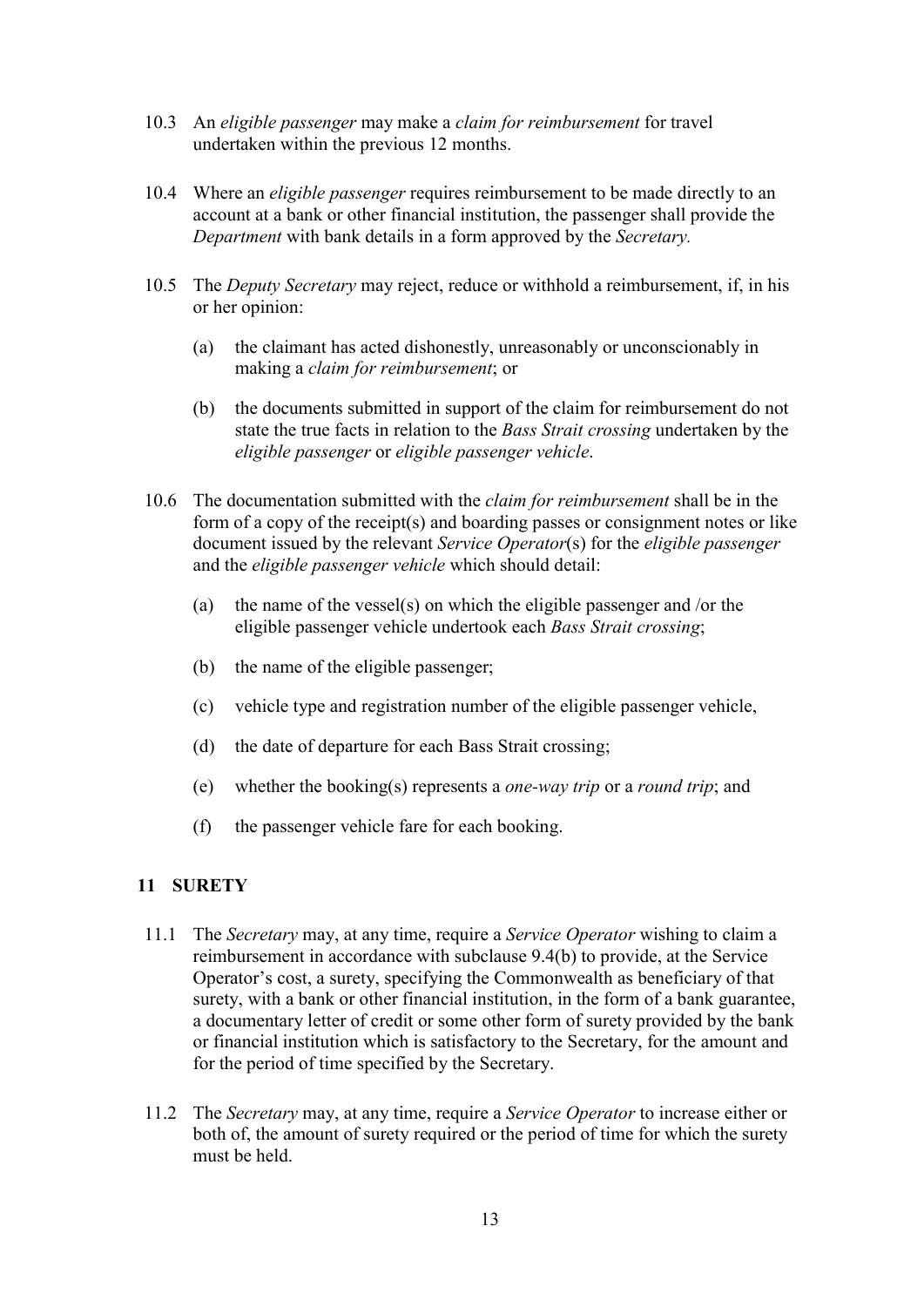10.3 An *eligible passenger* may make a *claim for reimbursement* for travel undertaken within the previous 12 months.

10.4 Where an *eligible passenger* requires reimbursement to be made directly to an account at a bank or other financial institution, the passenger shall provide the *Department* with bank details in a form approved by the *Secretary.*

10.5 The *Deputy Secretary* may reject, reduce or withhold a reimbursement, if, in his or her opinion:

(a) the claimant has acted dishonestly, unreasonably or unconscionably in making a *claim for reimbursement*; or

(b) the documents submitted in support of the claim for reimbursement do not state the true facts in relation to the *Bass Strait crossing* undertaken by the *eligible passenger* or *eligible passenger vehicle*.

10.6 The documentation submitted with the *claim for reimbursement* shall be in the form of a copy of the receipt(s) and boarding passes or consignment notes or like document issued by the relevant *Service Operator*(s) for the *eligible passenger* and the *eligible passenger vehicle* which should detail:

(a) the name of the vessel(s) on which the eligible passenger and /or the eligible passenger vehicle undertook each *Bass Strait crossing*;

(b) the name of the eligible passenger;

(c) vehicle type and registration number of the eligible passenger vehicle,

(d) the date of departure for each Bass Strait crossing;

(e) whether the booking(s) represents a *one-way trip* or a *round trip*; and

(f) the passenger vehicle fare for each booking.

## 11 SURETY

11.1 The *Secretary* may, at any time, require a *Service Operator* wishing to claim a reimbursement in accordance with subclause 9.4(b) to provide, at the Service Operator's cost, a surety, specifying the Commonwealth as beneficiary of that surety, with a bank or other financial institution, in the form of a bank guarantee, a documentary letter of credit or some other form of surety provided by the bank or financial institution which is satisfactory to the Secretary, for the amount and for the period of time specified by the Secretary.

11.2 The *Secretary* may, at any time, require a *Service Operator* to increase either or both of, the amount of surety required or the period of time for which the surety must be held.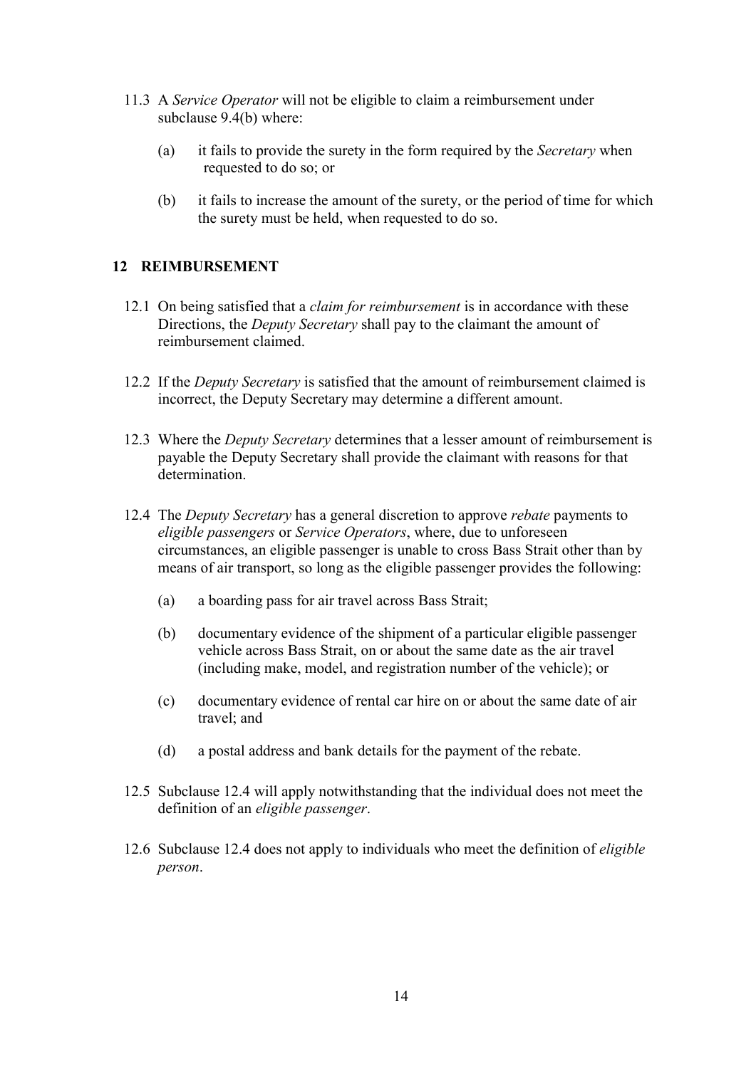11.3 A *Service Operator* will not be eligible to claim a reimbursement under subclause 9.4(b) where:

   (a) it fails to provide the surety in the form required by the *Secretary* when requested to do so; or

   (b) it fails to increase the amount of the surety, or the period of time for which the surety must be held, when requested to do so.

## 12 REIMBURSEMENT

12.1 On being satisfied that a *claim for reimbursement* is in accordance with these Directions, the *Deputy Secretary* shall pay to the claimant the amount of reimbursement claimed.

12.2 If the *Deputy Secretary* is satisfied that the amount of reimbursement claimed is incorrect, the Deputy Secretary may determine a different amount.

12.3 Where the *Deputy Secretary* determines that a lesser amount of reimbursement is payable the Deputy Secretary shall provide the claimant with reasons for that determination.

12.4 The *Deputy Secretary* has a general discretion to approve *rebate* payments to *eligible passengers* or *Service Operators*, where, due to unforeseen circumstances, an eligible passenger is unable to cross Bass Strait other than by means of air transport, so long as the eligible passenger provides the following:

   (a) a boarding pass for air travel across Bass Strait;

   (b) documentary evidence of the shipment of a particular eligible passenger vehicle across Bass Strait, on or about the same date as the air travel (including make, model, and registration number of the vehicle); or

   (c) documentary evidence of rental car hire on or about the same date of air travel; and

   (d) a postal address and bank details for the payment of the rebate.

12.5 Subclause 12.4 will apply notwithstanding that the individual does not meet the definition of an *eligible passenger*.

12.6 Subclause 12.4 does not apply to individuals who meet the definition of *eligible person*.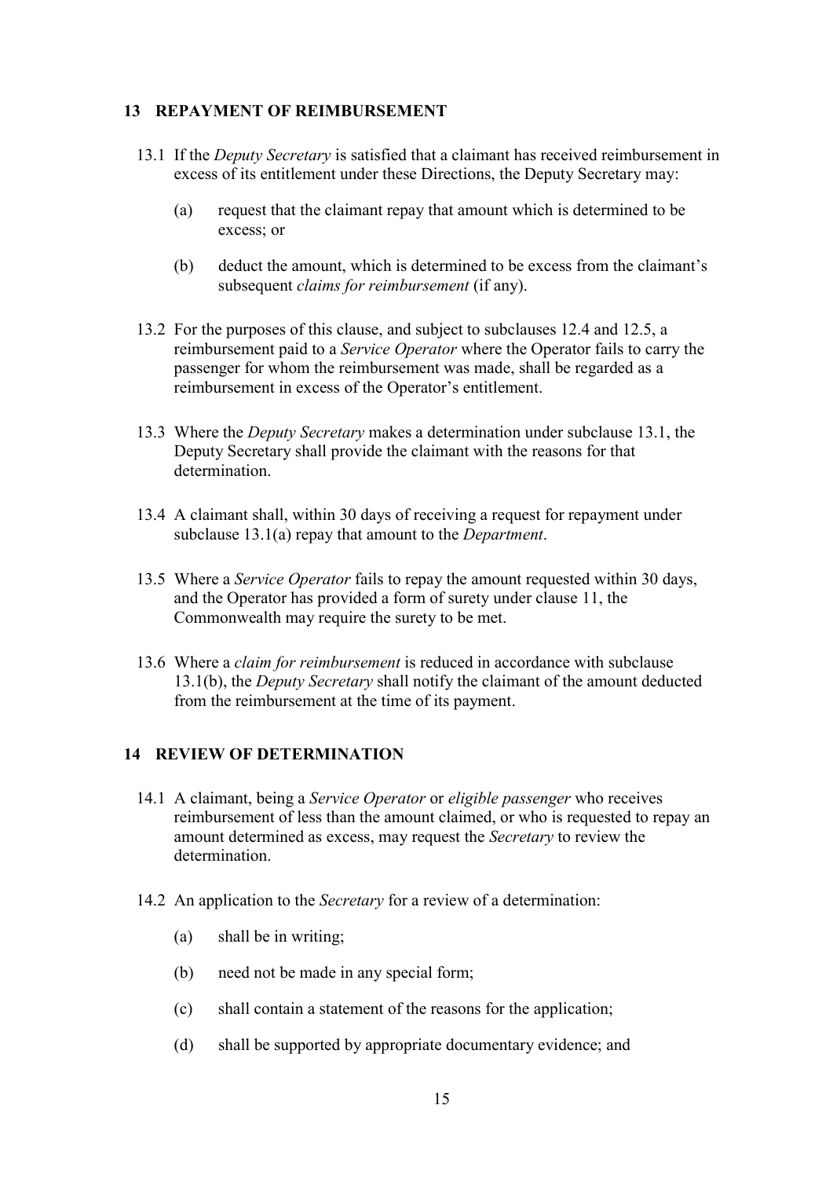## 13 REPAYMENT OF REIMBURSEMENT

13.1 If the *Deputy Secretary* is satisfied that a claimant has received reimbursement in excess of its entitlement under these Directions, the Deputy Secretary may:

(a) request that the claimant repay that amount which is determined to be excess; or

(b) deduct the amount, which is determined to be excess from the claimant's subsequent *claims for reimbursement* (if any).

13.2 For the purposes of this clause, and subject to subclauses 12.4 and 12.5, a reimbursement paid to a *Service Operator* where the Operator fails to carry the passenger for whom the reimbursement was made, shall be regarded as a reimbursement in excess of the Operator's entitlement.

13.3 Where the *Deputy Secretary* makes a determination under subclause 13.1, the Deputy Secretary shall provide the claimant with the reasons for that determination.

13.4 A claimant shall, within 30 days of receiving a request for repayment under subclause 13.1(a) repay that amount to the *Department*.

13.5 Where a *Service Operator* fails to repay the amount requested within 30 days, and the Operator has provided a form of surety under clause 11, the Commonwealth may require the surety to be met.

13.6 Where a *claim for reimbursement* is reduced in accordance with subclause 13.1(b), the *Deputy Secretary* shall notify the claimant of the amount deducted from the reimbursement at the time of its payment.

## 14 REVIEW OF DETERMINATION

14.1 A claimant, being a *Service Operator* or *eligible passenger* who receives reimbursement of less than the amount claimed, or who is requested to repay an amount determined as excess, may request the *Secretary* to review the determination.

14.2 An application to the *Secretary* for a review of a determination:

(a) shall be in writing;

(b) need not be made in any special form;

(c) shall contain a statement of the reasons for the application;

(d) shall be supported by appropriate documentary evidence; and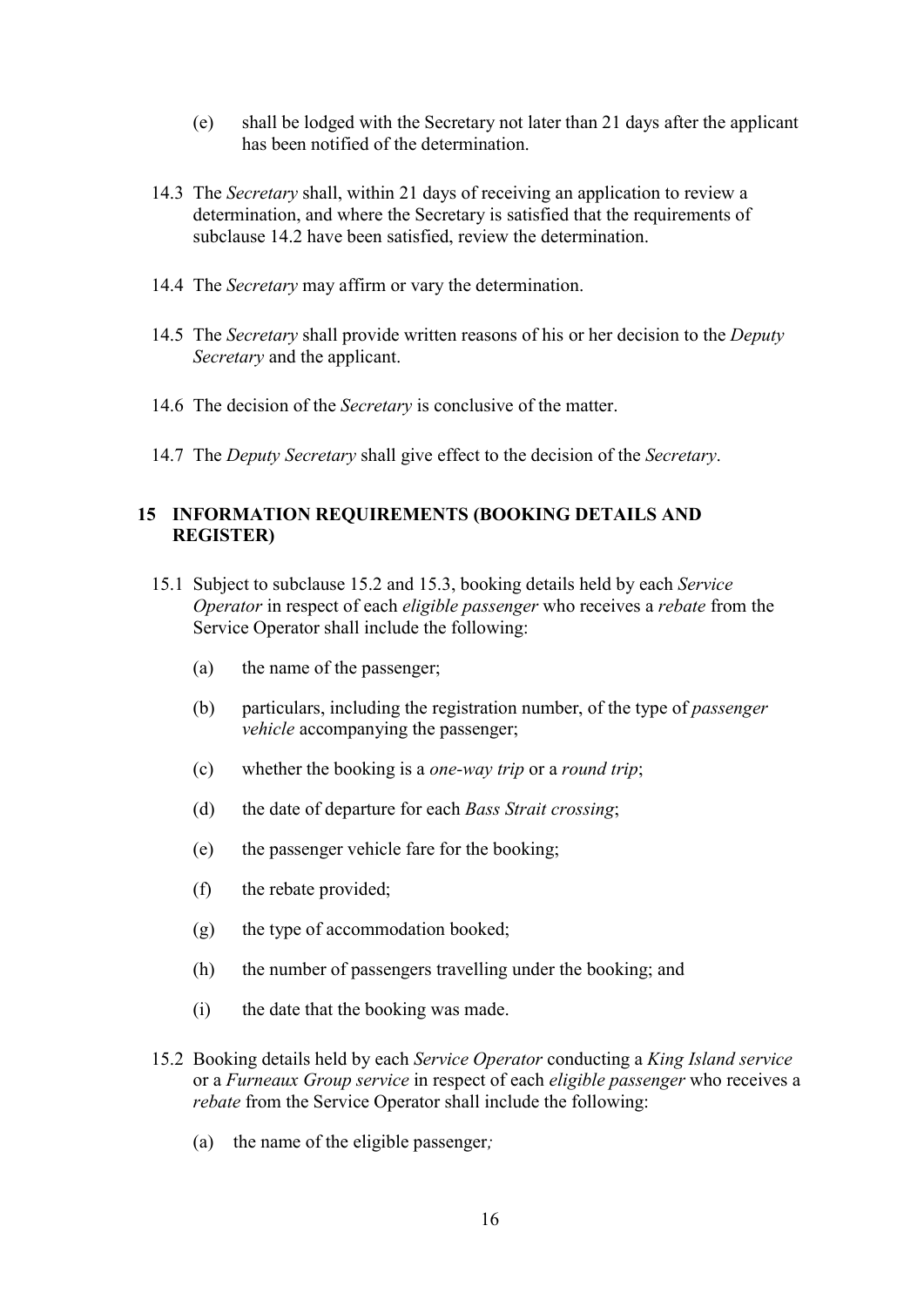(e) shall be lodged with the Secretary not later than 21 days after the applicant has been notified of the determination.

14.3 The *Secretary* shall, within 21 days of receiving an application to review a determination, and where the Secretary is satisfied that the requirements of subclause 14.2 have been satisfied, review the determination.

14.4 The *Secretary* may affirm or vary the determination.

14.5 The *Secretary* shall provide written reasons of his or her decision to the *Deputy Secretary* and the applicant.

14.6 The decision of the *Secretary* is conclusive of the matter.

14.7 The *Deputy Secretary* shall give effect to the decision of the *Secretary*.

## 15 INFORMATION REQUIREMENTS (BOOKING DETAILS AND REGISTER)

15.1 Subject to subclause 15.2 and 15.3, booking details held by each *Service Operator* in respect of each *eligible passenger* who receives a *rebate* from the Service Operator shall include the following:

(a) the name of the passenger;

(b) particulars, including the registration number, of the type of *passenger vehicle* accompanying the passenger;

(c) whether the booking is a *one-way trip* or a *round trip*;

(d) the date of departure for each *Bass Strait crossing*;

(e) the passenger vehicle fare for the booking;

(f) the rebate provided;

(g) the type of accommodation booked;

(h) the number of passengers travelling under the booking; and

(i) the date that the booking was made.

15.2 Booking details held by each *Service Operator* conducting a *King Island service* or a *Furneaux Group service* in respect of each *eligible passenger* who receives a *rebate* from the Service Operator shall include the following:

(a) the name of the eligible passenger;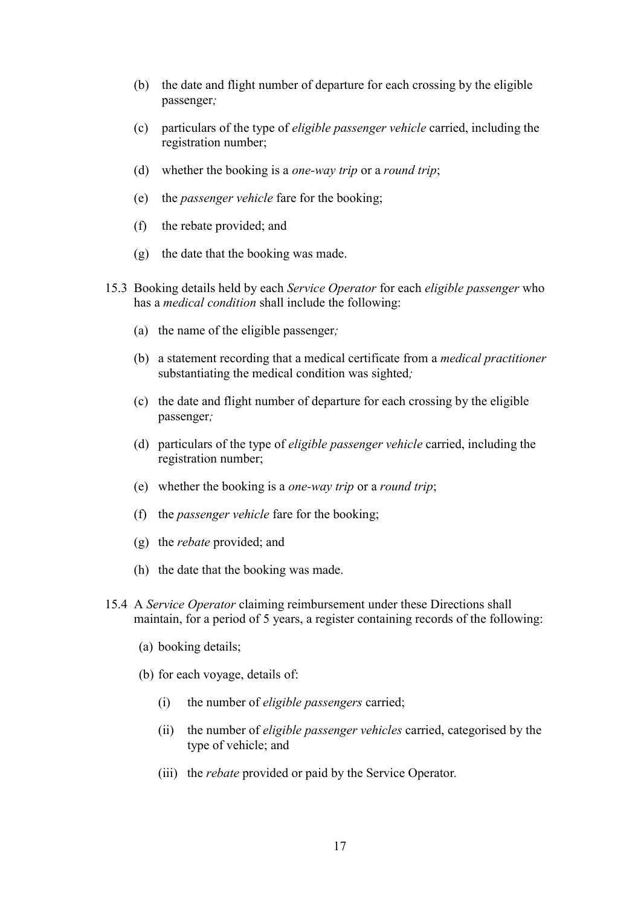(b) the date and flight number of departure for each crossing by the eligible passenger*;*

(c) particulars of the type of *eligible passenger vehicle* carried, including the registration number;

(d) whether the booking is a *one-way trip* or a *round trip*;

(e) the *passenger vehicle* fare for the booking;

(f) the rebate provided; and

(g) the date that the booking was made.

15.3 Booking details held by each *Service Operator* for each *eligible passenger* who has a *medical condition* shall include the following:

(a) the name of the eligible passenger*;*

(b) a statement recording that a medical certificate from a *medical practitioner* substantiating the medical condition was sighted*;*

(c) the date and flight number of departure for each crossing by the eligible passenger*;*

(d) particulars of the type of *eligible passenger vehicle* carried, including the registration number;

(e) whether the booking is a *one-way trip* or a *round trip*;

(f) the *passenger vehicle* fare for the booking;

(g) the *rebate* provided; and

(h) the date that the booking was made.

15.4 A *Service Operator* claiming reimbursement under these Directions shall maintain, for a period of 5 years, a register containing records of the following:

(a) booking details;

(b) for each voyage, details of:

(i) the number of *eligible passengers* carried;

(ii) the number of *eligible passenger vehicles* carried, categorised by the type of vehicle; and

(iii) the *rebate* provided or paid by the Service Operator.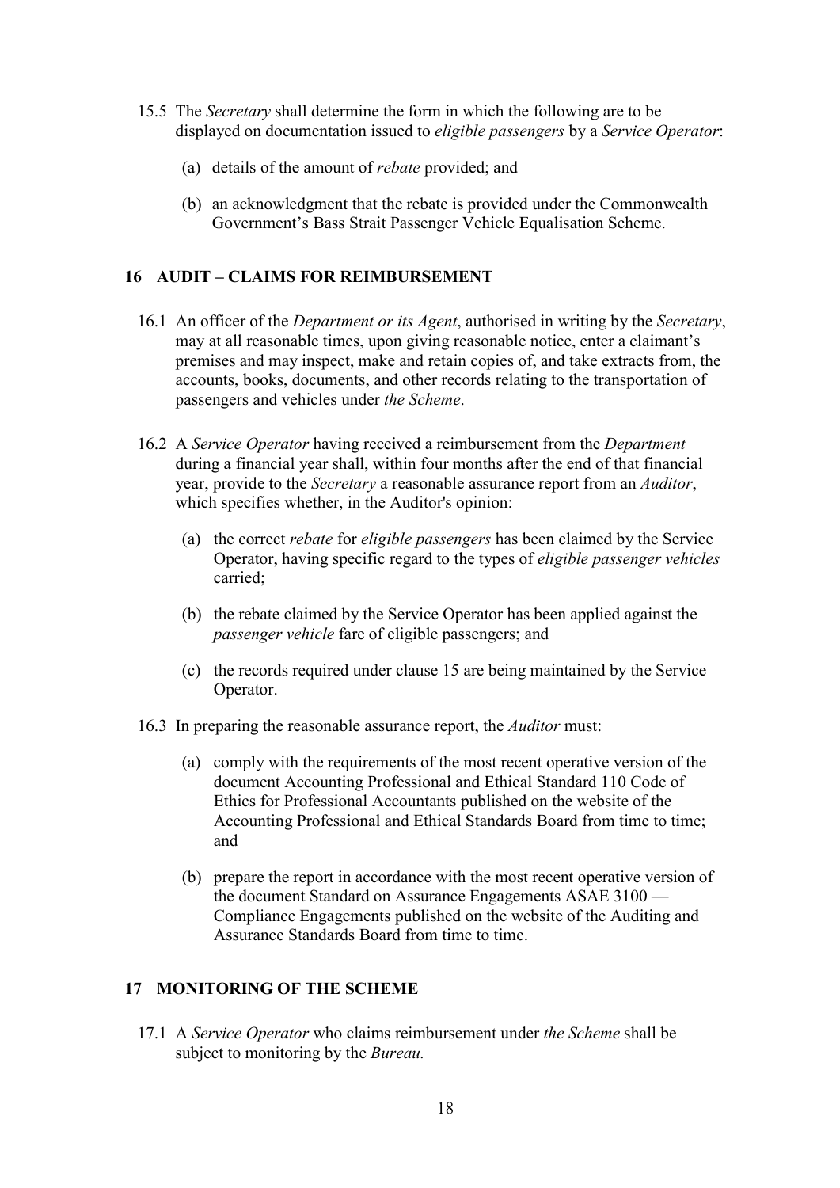15.5 The *Secretary* shall determine the form in which the following are to be displayed on documentation issued to *eligible passengers* by a *Service Operator*:

(a) details of the amount of *rebate* provided; and

(b) an acknowledgment that the rebate is provided under the Commonwealth Government's Bass Strait Passenger Vehicle Equalisation Scheme.

## 16 AUDIT – CLAIMS FOR REIMBURSEMENT

16.1 An officer of the *Department or its Agent*, authorised in writing by the *Secretary*, may at all reasonable times, upon giving reasonable notice, enter a claimant's premises and may inspect, make and retain copies of, and take extracts from, the accounts, books, documents, and other records relating to the transportation of passengers and vehicles under *the Scheme*.

16.2 A *Service Operator* having received a reimbursement from the *Department* during a financial year shall, within four months after the end of that financial year, provide to the *Secretary* a reasonable assurance report from an *Auditor*, which specifies whether, in the Auditor's opinion:

(a) the correct *rebate* for *eligible passengers* has been claimed by the Service Operator, having specific regard to the types of *eligible passenger vehicles* carried;

(b) the rebate claimed by the Service Operator has been applied against the *passenger vehicle* fare of eligible passengers; and

(c) the records required under clause 15 are being maintained by the Service Operator.

16.3 In preparing the reasonable assurance report, the *Auditor* must:

(a) comply with the requirements of the most recent operative version of the document Accounting Professional and Ethical Standard 110 Code of Ethics for Professional Accountants published on the website of the Accounting Professional and Ethical Standards Board from time to time; and

(b) prepare the report in accordance with the most recent operative version of the document Standard on Assurance Engagements ASAE 3100 — Compliance Engagements published on the website of the Auditing and Assurance Standards Board from time to time.

## 17 MONITORING OF THE SCHEME

17.1 A *Service Operator* who claims reimbursement under *the Scheme* shall be subject to monitoring by the *Bureau.*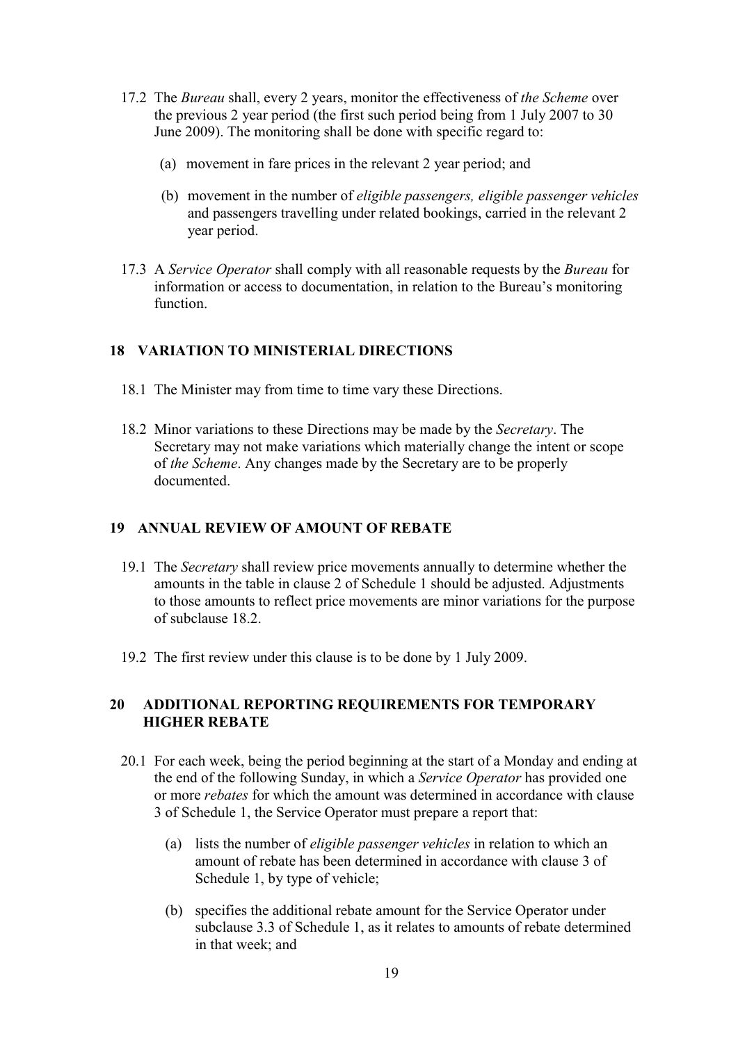17.2 The *Bureau* shall, every 2 years, monitor the effectiveness of *the Scheme* over the previous 2 year period (the first such period being from 1 July 2007 to 30 June 2009). The monitoring shall be done with specific regard to:

(a) movement in fare prices in the relevant 2 year period; and

(b) movement in the number of *eligible passengers, eligible passenger vehicles* and passengers travelling under related bookings, carried in the relevant 2 year period.

17.3 A *Service Operator* shall comply with all reasonable requests by the *Bureau* for information or access to documentation, in relation to the Bureau's monitoring function.

## 18 VARIATION TO MINISTERIAL DIRECTIONS

18.1 The Minister may from time to time vary these Directions.

18.2 Minor variations to these Directions may be made by the *Secretary*. The Secretary may not make variations which materially change the intent or scope of *the Scheme*. Any changes made by the Secretary are to be properly documented.

## 19 ANNUAL REVIEW OF AMOUNT OF REBATE

19.1 The *Secretary* shall review price movements annually to determine whether the amounts in the table in clause 2 of Schedule 1 should be adjusted. Adjustments to those amounts to reflect price movements are minor variations for the purpose of subclause 18.2.

19.2 The first review under this clause is to be done by 1 July 2009.

## 20 ADDITIONAL REPORTING REQUIREMENTS FOR TEMPORARY HIGHER REBATE

20.1 For each week, being the period beginning at the start of a Monday and ending at the end of the following Sunday, in which a *Service Operator* has provided one or more *rebates* for which the amount was determined in accordance with clause 3 of Schedule 1, the Service Operator must prepare a report that:

(a) lists the number of *eligible passenger vehicles* in relation to which an amount of rebate has been determined in accordance with clause 3 of Schedule 1, by type of vehicle;

(b) specifies the additional rebate amount for the Service Operator under subclause 3.3 of Schedule 1, as it relates to amounts of rebate determined in that week; and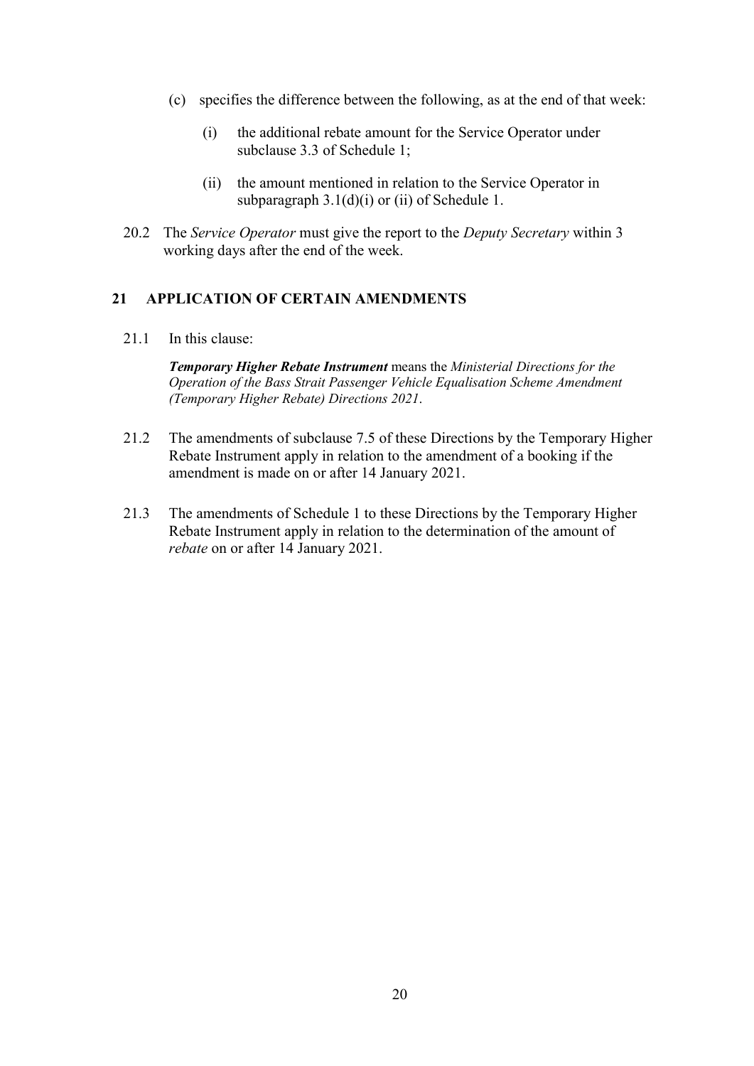(c) specifies the difference between the following, as at the end of that week:

   (i) the additional rebate amount for the Service Operator under subclause 3.3 of Schedule 1;

   (ii) the amount mentioned in relation to the Service Operator in subparagraph 3.1(d)(i) or (ii) of Schedule 1.

20.2 The *Service Operator* must give the report to the *Deputy Secretary* within 3 working days after the end of the week.

## 21 APPLICATION OF CERTAIN AMENDMENTS

21.1 In this clause:

> ***Temporary Higher Rebate Instrument*** means the *Ministerial Directions for the Operation of the Bass Strait Passenger Vehicle Equalisation Scheme Amendment (Temporary Higher Rebate) Directions 2021*.

21.2 The amendments of subclause 7.5 of these Directions by the Temporary Higher Rebate Instrument apply in relation to the amendment of a booking if the amendment is made on or after 14 January 2021.

21.3 The amendments of Schedule 1 to these Directions by the Temporary Higher Rebate Instrument apply in relation to the determination of the amount of *rebate* on or after 14 January 2021.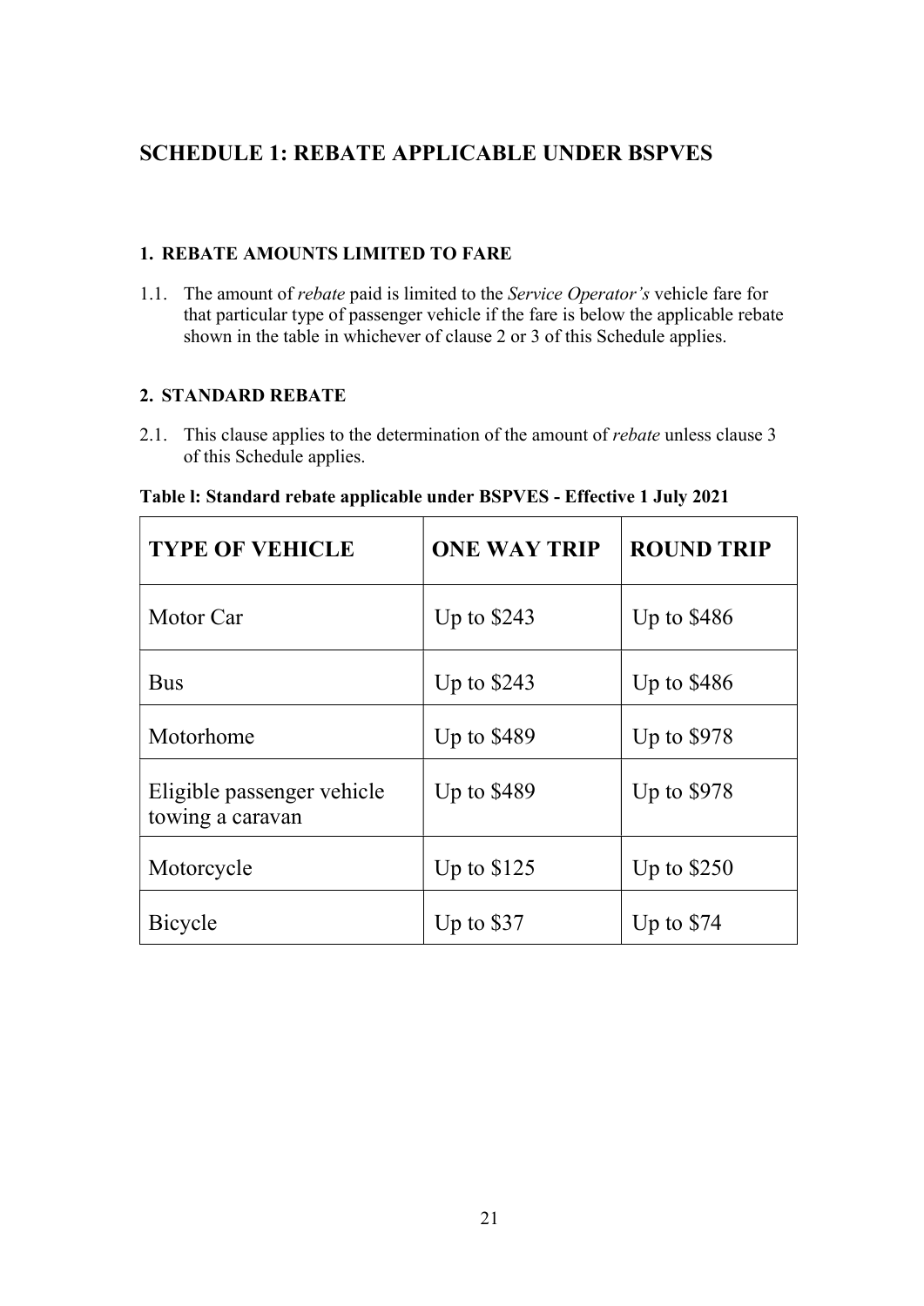# SCHEDULE 1: REBATE APPLICABLE UNDER BSPVES

### 1. REBATE AMOUNTS LIMITED TO FARE

1.1. The amount of *rebate* paid is limited to the *Service Operator's* vehicle fare for that particular type of passenger vehicle if the fare is below the applicable rebate shown in the table in whichever of clause 2 or 3 of this Schedule applies.

### 2. STANDARD REBATE

2.1. This clause applies to the determination of the amount of *rebate* unless clause 3 of this Schedule applies.

**Table l: Standard rebate applicable under BSPVES - Effective 1 July 2021**

| TYPE OF VEHICLE | ONE WAY TRIP | ROUND TRIP |
|---|---|---|
| Motor Car | Up to $243 | Up to $486 |
| Bus | Up to $243 | Up to $486 |
| Motorhome | Up to $489 | Up to $978 |
| Eligible passenger vehicle towing a caravan | Up to $489 | Up to $978 |
| Motorcycle | Up to $125 | Up to $250 |
| Bicycle | Up to $37 | Up to $74 |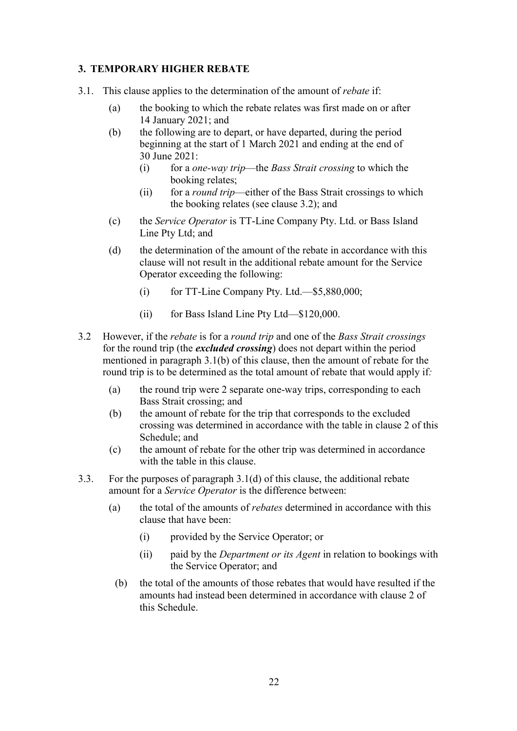### 3. TEMPORARY HIGHER REBATE

3.1. This clause applies to the determination of the amount of *rebate* if:

(a) the booking to which the rebate relates was first made on or after 14 January 2021; and

(b) the following are to depart, or have departed, during the period beginning at the start of 1 March 2021 and ending at the end of 30 June 2021:

(i) for a *one-way trip*—the *Bass Strait crossing* to which the booking relates;

(ii) for a *round trip*—either of the Bass Strait crossings to which the booking relates (see clause 3.2); and

(c) the *Service Operator* is TT-Line Company Pty. Ltd. or Bass Island Line Pty Ltd; and

(d) the determination of the amount of the rebate in accordance with this clause will not result in the additional rebate amount for the Service Operator exceeding the following:

(i) for TT-Line Company Pty. Ltd.—$5,880,000;

(ii) for Bass Island Line Pty Ltd—$120,000.

3.2 However, if the *rebate* is for a *round trip* and one of the *Bass Strait crossings* for the round trip (the ***excluded crossing***) does not depart within the period mentioned in paragraph 3.1(b) of this clause, then the amount of rebate for the round trip is to be determined as the total amount of rebate that would apply if*:*

(a) the round trip were 2 separate one-way trips, corresponding to each Bass Strait crossing; and

(b) the amount of rebate for the trip that corresponds to the excluded crossing was determined in accordance with the table in clause 2 of this Schedule; and

(c) the amount of rebate for the other trip was determined in accordance with the table in this clause.

3.3. For the purposes of paragraph 3.1(d) of this clause, the additional rebate amount for a *Service Operator* is the difference between:

(a) the total of the amounts of *rebates* determined in accordance with this clause that have been:

(i) provided by the Service Operator; or

(ii) paid by the *Department or its Agent* in relation to bookings with the Service Operator; and

(b) the total of the amounts of those rebates that would have resulted if the amounts had instead been determined in accordance with clause 2 of this Schedule.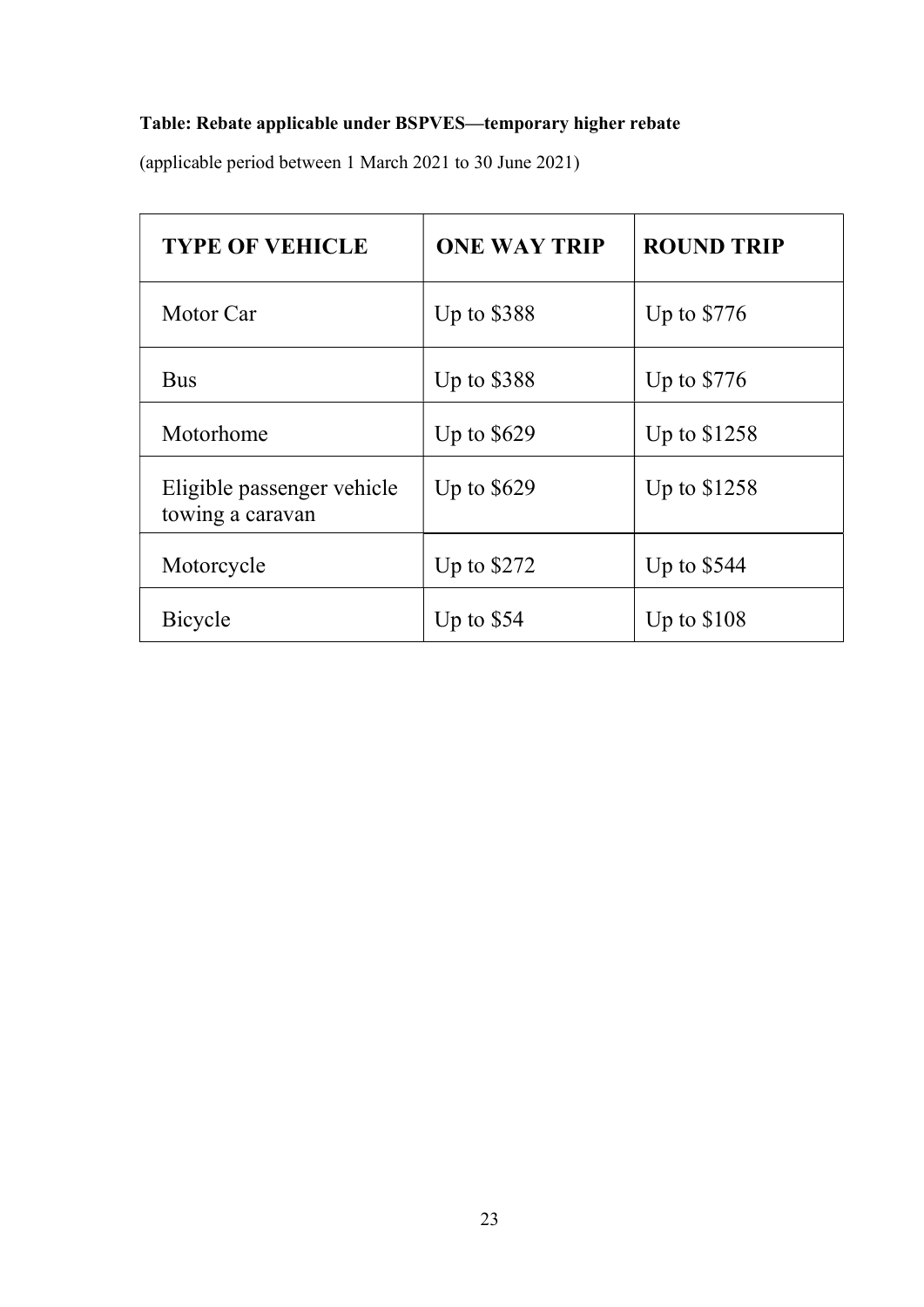**Table: Rebate applicable under BSPVES—temporary higher rebate**

(applicable period between 1 March 2021 to 30 June 2021)

| TYPE OF VEHICLE | ONE WAY TRIP | ROUND TRIP |
|---|---|---|
| Motor Car | Up to $388 | Up to $776 |
| Bus | Up to $388 | Up to $776 |
| Motorhome | Up to $629 | Up to $1258 |
| Eligible passenger vehicle towing a caravan | Up to $629 | Up to $1258 |
| Motorcycle | Up to $272 | Up to $544 |
| Bicycle | Up to $54 | Up to $108 |